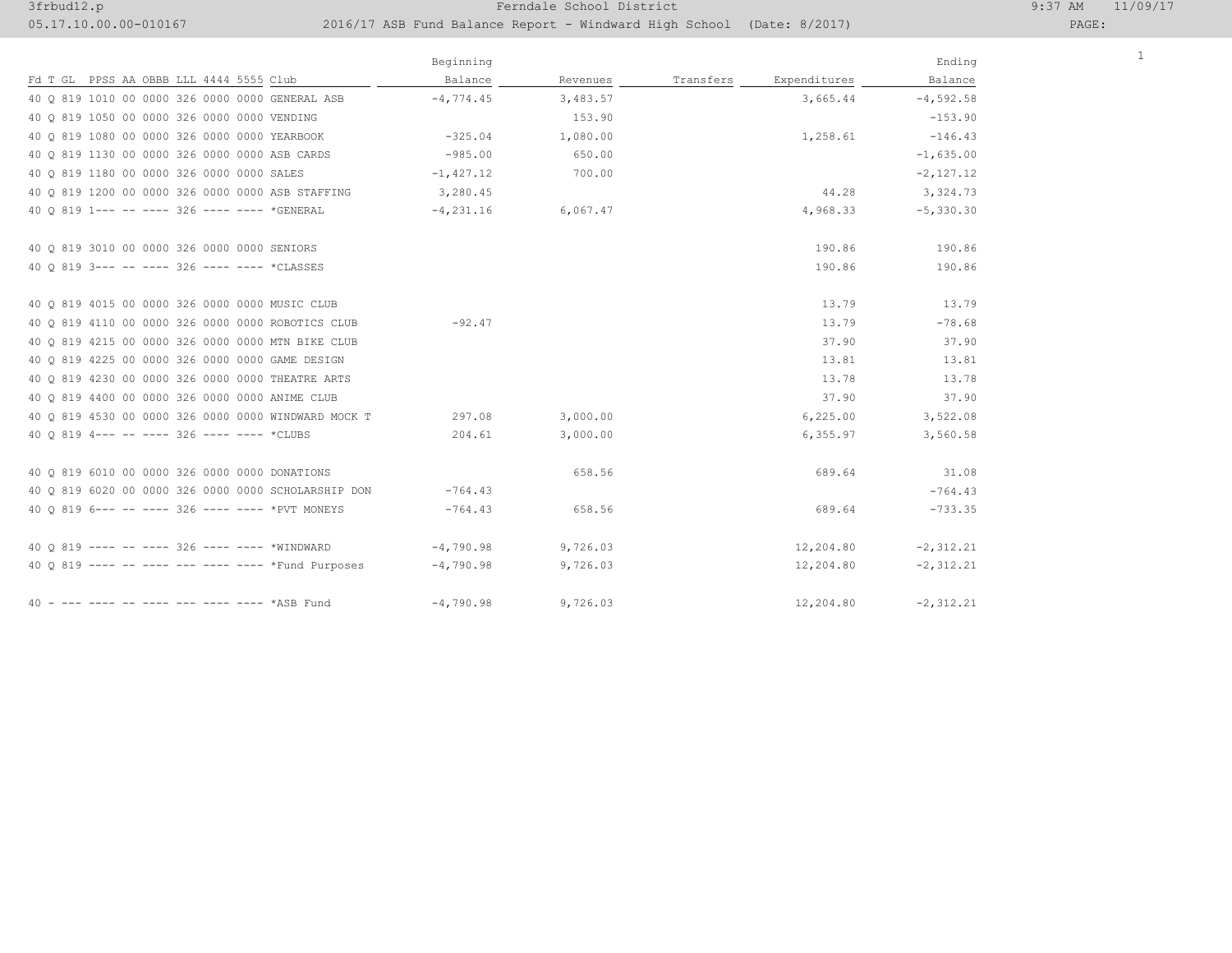Ferndale School District

2016/17 ASB Fund Balance Report - Windward High School (Date: 8/2017)

| Fd T GL PPSS AA OBBB LLL 4444 5555 Club | Beginning Balance | Revenues | Transfers | Expenditures | Ending Balance |
|---|---|---|---|---|---|
| 40 Q 819 1010 00 0000 326 0000 0000 GENERAL ASB | -4,774.45 | 3,483.57 | | 3,665.44 | -4,592.58 |
| 40 Q 819 1050 00 0000 326 0000 0000 VENDING | | 153.90 | | | -153.90 |
| 40 Q 819 1080 00 0000 326 0000 0000 YEARBOOK | -325.04 | 1,080.00 | | 1,258.61 | -146.43 |
| 40 Q 819 1130 00 0000 326 0000 0000 ASB CARDS | -985.00 | 650.00 | | | -1,635.00 |
| 40 Q 819 1180 00 0000 326 0000 0000 SALES | -1,427.12 | 700.00 | | | -2,127.12 |
| 40 Q 819 1200 00 0000 326 0000 0000 ASB STAFFING | 3,280.45 | | | 44.28 | 3,324.73 |
| 40 Q 819 1--- -- ---- 326 ---- ---- *GENERAL | -4,231.16 | 6,067.47 | | 4,968.33 | -5,330.30 |
| | | | | | |
| 40 Q 819 3010 00 0000 326 0000 0000 SENIORS | | | | 190.86 | 190.86 |
| 40 Q 819 3--- -- ---- 326 ---- ---- *CLASSES | | | | 190.86 | 190.86 |
| | | | | | |
| 40 Q 819 4015 00 0000 326 0000 0000 MUSIC CLUB | | | | 13.79 | 13.79 |
| 40 Q 819 4110 00 0000 326 0000 0000 ROBOTICS CLUB | -92.47 | | | 13.79 | -78.68 |
| 40 Q 819 4215 00 0000 326 0000 0000 MTN BIKE CLUB | | | | 37.90 | 37.90 |
| 40 Q 819 4225 00 0000 326 0000 0000 GAME DESIGN | | | | 13.81 | 13.81 |
| 40 Q 819 4230 00 0000 326 0000 0000 THEATRE ARTS | | | | 13.78 | 13.78 |
| 40 Q 819 4400 00 0000 326 0000 0000 ANIME CLUB | | | | 37.90 | 37.90 |
| 40 Q 819 4530 00 0000 326 0000 0000 WINDWARD MOCK T | 297.08 | 3,000.00 | | 6,225.00 | 3,522.08 |
| 40 Q 819 4--- -- ---- 326 ---- ---- *CLUBS | 204.61 | 3,000.00 | | 6,355.97 | 3,560.58 |
| | | | | | |
| 40 Q 819 6010 00 0000 326 0000 0000 DONATIONS | | 658.56 | | 689.64 | 31.08 |
| 40 Q 819 6020 00 0000 326 0000 0000 SCHOLARSHIP DON | -764.43 | | | | -764.43 |
| 40 Q 819 6--- -- ---- 326 ---- ---- *PVT MONEYS | -764.43 | 658.56 | | 689.64 | -733.35 |
| | | | | | |
| 40 Q 819 ---- -- ---- 326 ---- ---- *WINDWARD | -4,790.98 | 9,726.03 | | 12,204.80 | -2,312.21 |
| 40 Q 819 ---- -- ---- --- ---- ---- *Fund Purposes | -4,790.98 | 9,726.03 | | 12,204.80 | -2,312.21 |
| | | | | | |
| 40 - --- ---- -- ---- --- ---- ---- *ASB Fund | -4,790.98 | 9,726.03 | | 12,204.80 | -2,312.21 |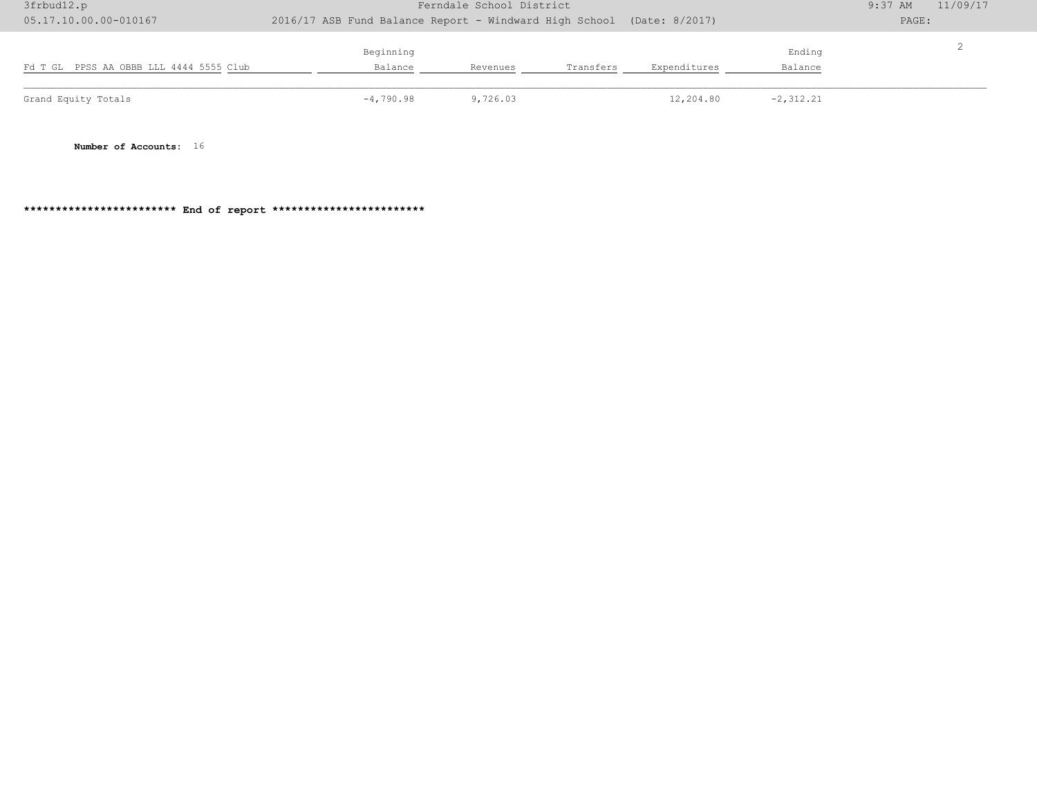| Fd T GL PPSS AA OBBB LLL 4444 5555 Club | Beginning Balance | Revenues | Transfers | Expenditures | Ending Balance |
|---|---|---|---|---|---|
| Grand Equity Totals | -4,790.98 | 9,726.03 | | 12,204.80 | -2,312.21 |

**Number of Accounts:** 16

**\*\*\*\*\*\*\*\*\*\*\*\*\*\*\*\*\*\*\*\*\*\*\*\* End of report \*\*\*\*\*\*\*\*\*\*\*\*\*\*\*\*\*\*\*\*\*\*\*\***